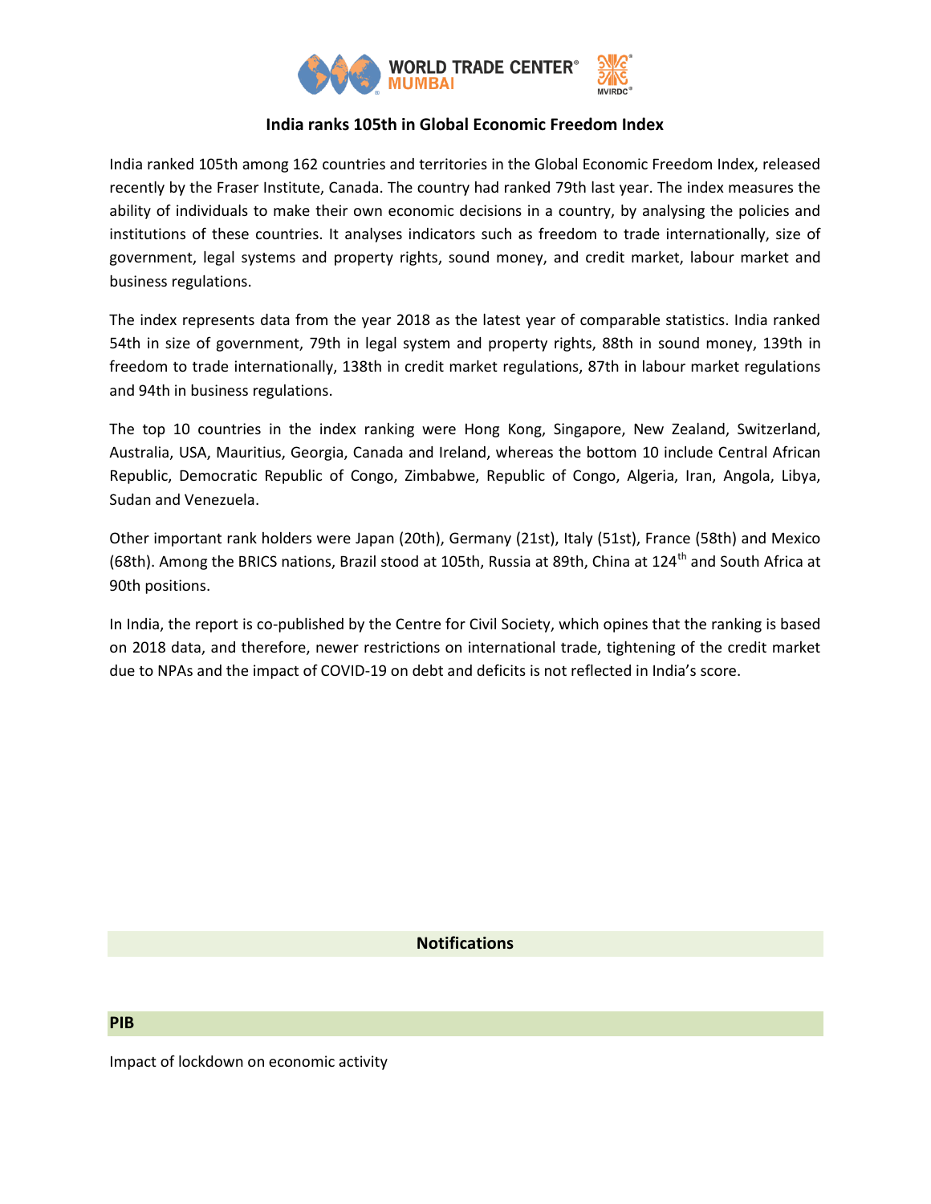# India ranks 105th in Global Economic Freedom Index

India ranked 105th among 162 countries and territories in the Global Economic Freedom Index, released recently by the Fraser Institute, Canada. The country had ranked 79th last year. The index measures the ability of individuals to make their own economic decisions in a country, by analysing the policies and institutions of these countries. It analyses indicators such as freedom to trade internationally, size of government, legal systems and property rights, sound money, and credit market, labour market and business regulations.

The index represents data from the year 2018 as the latest year of comparable statistics. India ranked 54th in size of government, 79th in legal system and property rights, 88th in sound money, 139th in freedom to trade internationally, 138th in credit market regulations, 87th in labour market regulations and 94th in business regulations.

The top 10 countries in the index ranking were Hong Kong, Singapore, New Zealand, Switzerland, Australia, USA, Mauritius, Georgia, Canada and Ireland, whereas the bottom 10 include Central African Republic, Democratic Republic of Congo, Zimbabwe, Republic of Congo, Algeria, Iran, Angola, Libya, Sudan and Venezuela.

Other important rank holders were Japan (20th), Germany (21st), Italy (51st), France (58th) and Mexico (68th). Among the BRICS nations, Brazil stood at 105th, Russia at 89th, China at 124th and South Africa at 90th positions.

In India, the report is co-published by the Centre for Civil Society, which opines that the ranking is based on 2018 data, and therefore, newer restrictions on international trade, tightening of the credit market due to NPAs and the impact of COVID-19 on debt and deficits is not reflected in India's score.

## Notifications

### PIB

Impact of lockdown on economic activity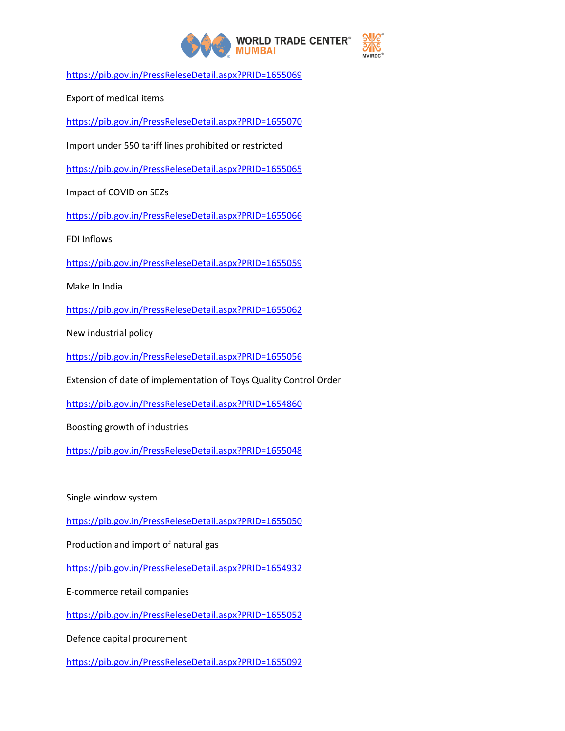https://pib.gov.in/PressReleseDetail.aspx?PRID=1655069

Export of medical items

https://pib.gov.in/PressReleseDetail.aspx?PRID=1655070

Import under 550 tariff lines prohibited or restricted

https://pib.gov.in/PressReleseDetail.aspx?PRID=1655065

Impact of COVID on SEZs

https://pib.gov.in/PressReleseDetail.aspx?PRID=1655066

FDI Inflows

https://pib.gov.in/PressReleseDetail.aspx?PRID=1655059

Make In India

https://pib.gov.in/PressReleseDetail.aspx?PRID=1655062

New industrial policy

https://pib.gov.in/PressReleseDetail.aspx?PRID=1655056

Extension of date of implementation of Toys Quality Control Order

https://pib.gov.in/PressReleseDetail.aspx?PRID=1654860

Boosting growth of industries

https://pib.gov.in/PressReleseDetail.aspx?PRID=1655048

Single window system

https://pib.gov.in/PressReleseDetail.aspx?PRID=1655050

Production and import of natural gas

https://pib.gov.in/PressReleseDetail.aspx?PRID=1654932

E-commerce retail companies

https://pib.gov.in/PressReleseDetail.aspx?PRID=1655052

Defence capital procurement

https://pib.gov.in/PressReleseDetail.aspx?PRID=1655092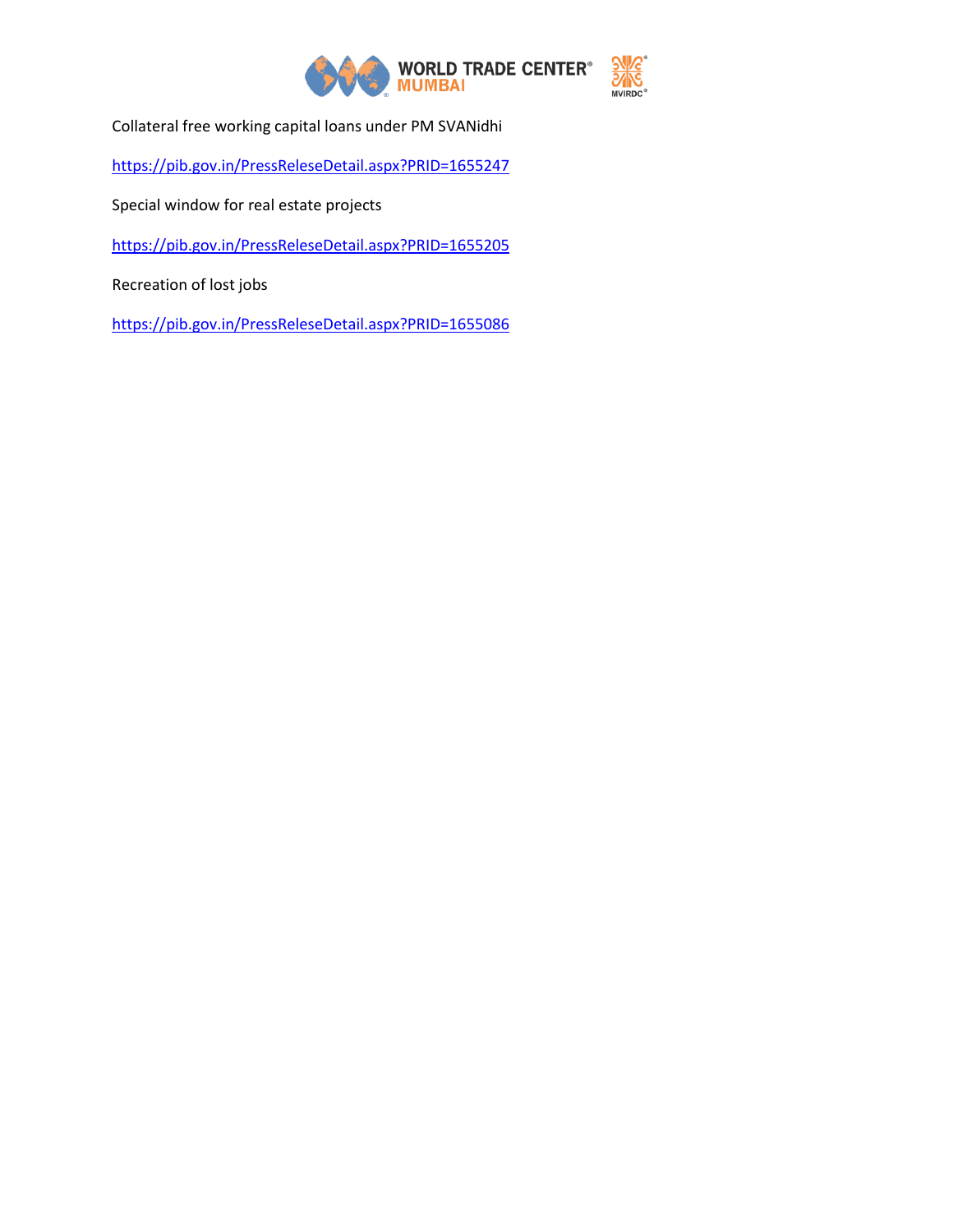Collateral free working capital loans under PM SVANidhi

https://pib.gov.in/PressReleseDetail.aspx?PRID=1655247

Special window for real estate projects

https://pib.gov.in/PressReleseDetail.aspx?PRID=1655205

Recreation of lost jobs

https://pib.gov.in/PressReleseDetail.aspx?PRID=1655086